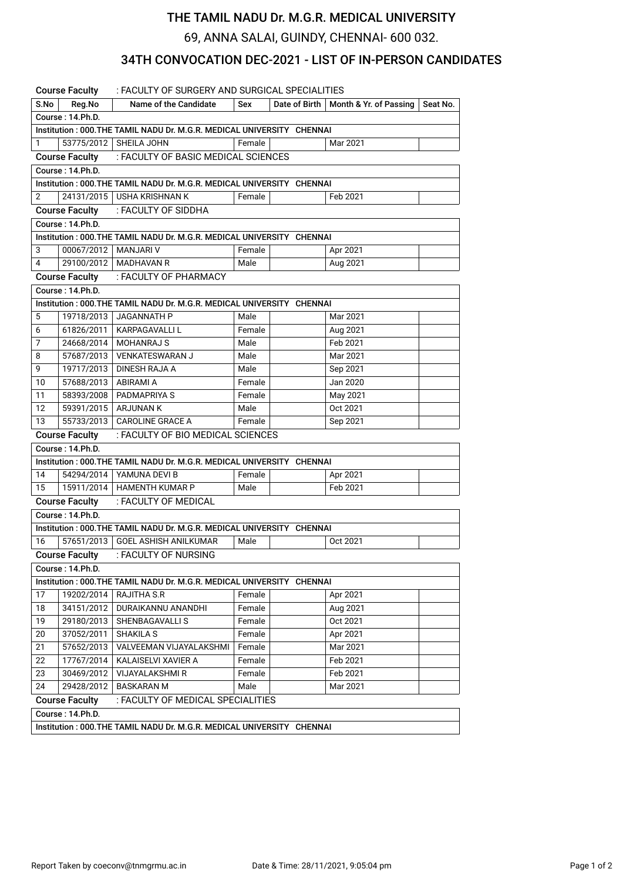# THE TAMIL NADU Dr. M.G.R. MEDICAL UNIVERSITY

69, ANNA SALAI, GUINDY, CHENNAI- 600 032.

## 34TH CONVOCATION DEC-2021 - LIST OF IN-PERSON CANDIDATES

**Course Faculty** : FACULTY OF SURGERY AND SURGICAL SPECIALITIES

| S.No | Reg.No | Name of the Candidate | Sex | Date of Birth | Month & Yr. of Passing | Seat No. |
|---|---|---|---|---|---|---|
| **Course : 14.Ph.D.** | | | | | | |
| **Institution : 000.THE TAMIL NADU Dr. M.G.R. MEDICAL UNIVERSITY CHENNAI** | | | | | | |
| 1 | 53775/2012 | SHEILA JOHN | Female | | Mar 2021 | |

**Course Faculty** : FACULTY OF BASIC MEDICAL SCIENCES

| S.No | Reg.No | Name of the Candidate | Sex | Date of Birth | Month & Yr. of Passing | Seat No. |
|---|---|---|---|---|---|---|
| **Course : 14.Ph.D.** | | | | | | |
| **Institution : 000.THE TAMIL NADU Dr. M.G.R. MEDICAL UNIVERSITY CHENNAI** | | | | | | |
| 2 | 24131/2015 | USHA KRISHNAN K | Female | | Feb 2021 | |

**Course Faculty** : FACULTY OF SIDDHA

| S.No | Reg.No | Name of the Candidate | Sex | Date of Birth | Month & Yr. of Passing | Seat No. |
|---|---|---|---|---|---|---|
| **Course : 14.Ph.D.** | | | | | | |
| **Institution : 000.THE TAMIL NADU Dr. M.G.R. MEDICAL UNIVERSITY CHENNAI** | | | | | | |
| 3 | 00067/2012 | MANJARI V | Female | | Apr 2021 | |
| 4 | 29100/2012 | MADHAVAN R | Male | | Aug 2021 | |

**Course Faculty** : FACULTY OF PHARMACY

| S.No | Reg.No | Name of the Candidate | Sex | Date of Birth | Month & Yr. of Passing | Seat No. |
|---|---|---|---|---|---|---|
| **Course : 14.Ph.D.** | | | | | | |
| **Institution : 000.THE TAMIL NADU Dr. M.G.R. MEDICAL UNIVERSITY CHENNAI** | | | | | | |
| 5 | 19718/2013 | JAGANNATH P | Male | | Mar 2021 | |
| 6 | 61826/2011 | KARPAGAVALLI L | Female | | Aug 2021 | |
| 7 | 24668/2014 | MOHANRAJ S | Male | | Feb 2021 | |
| 8 | 57687/2013 | VENKATESWARAN J | Male | | Mar 2021 | |
| 9 | 19717/2013 | DINESH RAJA A | Male | | Sep 2021 | |
| 10 | 57688/2013 | ABIRAMI A | Female | | Jan 2020 | |
| 11 | 58393/2008 | PADMAPRIYA S | Female | | May 2021 | |
| 12 | 59391/2015 | ARJUNAN K | Male | | Oct 2021 | |
| 13 | 55733/2013 | CAROLINE GRACE A | Female | | Sep 2021 | |

**Course Faculty** : FACULTY OF BIO MEDICAL SCIENCES

| S.No | Reg.No | Name of the Candidate | Sex | Date of Birth | Month & Yr. of Passing | Seat No. |
|---|---|---|---|---|---|---|
| **Course : 14.Ph.D.** | | | | | | |
| **Institution : 000.THE TAMIL NADU Dr. M.G.R. MEDICAL UNIVERSITY CHENNAI** | | | | | | |
| 14 | 54294/2014 | YAMUNA DEVI B | Female | | Apr 2021 | |
| 15 | 15911/2014 | HAMENTH KUMAR P | Male | | Feb 2021 | |

**Course Faculty** : FACULTY OF MEDICAL

| S.No | Reg.No | Name of the Candidate | Sex | Date of Birth | Month & Yr. of Passing | Seat No. |
|---|---|---|---|---|---|---|
| **Course : 14.Ph.D.** | | | | | | |
| **Institution : 000.THE TAMIL NADU Dr. M.G.R. MEDICAL UNIVERSITY CHENNAI** | | | | | | |
| 16 | 57651/2013 | GOEL ASHISH ANILKUMAR | Male | | Oct 2021 | |

**Course Faculty** : FACULTY OF NURSING

| S.No | Reg.No | Name of the Candidate | Sex | Date of Birth | Month & Yr. of Passing | Seat No. |
|---|---|---|---|---|---|---|
| **Course : 14.Ph.D.** | | | | | | |
| **Institution : 000.THE TAMIL NADU Dr. M.G.R. MEDICAL UNIVERSITY CHENNAI** | | | | | | |
| 17 | 19202/2014 | RAJITHA S.R | Female | | Apr 2021 | |
| 18 | 34151/2012 | DURAIKANNU ANANDHI | Female | | Aug 2021 | |
| 19 | 29180/2013 | SHENBAGAVALLI S | Female | | Oct 2021 | |
| 20 | 37052/2011 | SHAKILA S | Female | | Apr 2021 | |
| 21 | 57652/2013 | VALVEEMAN VIJAYALAKSHMI | Female | | Mar 2021 | |
| 22 | 17767/2014 | KALAISELVI XAVIER A | Female | | Feb 2021 | |
| 23 | 30469/2012 | VIJAYALAKSHMI R | Female | | Feb 2021 | |
| 24 | 29428/2012 | BASKARAN M | Male | | Mar 2021 | |

**Course Faculty** : FACULTY OF MEDICAL SPECIALITIES

| S.No | Reg.No | Name of the Candidate | Sex | Date of Birth | Month & Yr. of Passing | Seat No. |
|---|---|---|---|---|---|---|
| **Course : 14.Ph.D.** | | | | | | |
| **Institution : 000.THE TAMIL NADU Dr. M.G.R. MEDICAL UNIVERSITY CHENNAI** | | | | | | |

Report Taken by coeconv@tnmgrmu.ac.in Date & Time: 28/11/2021, 9:05:04 pm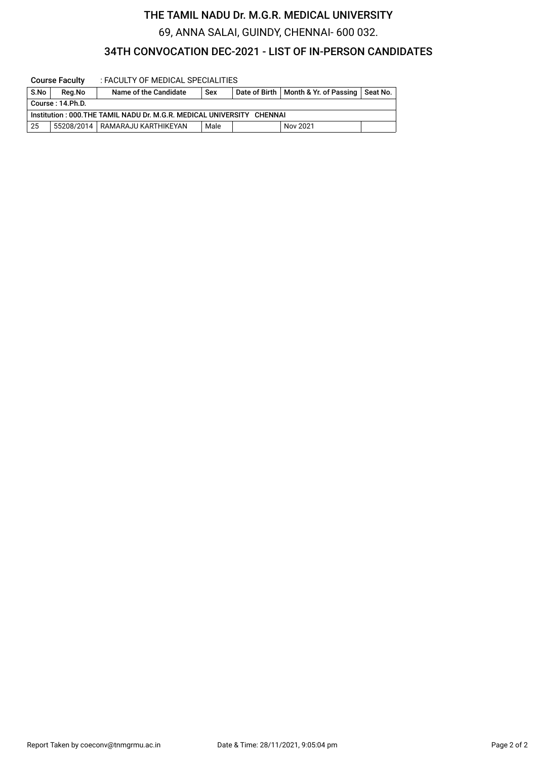# THE TAMIL NADU Dr. M.G.R. MEDICAL UNIVERSITY

69, ANNA SALAI, GUINDY, CHENNAI- 600 032.

## 34TH CONVOCATION DEC-2021 - LIST OF IN-PERSON CANDIDATES

**Course Faculty** : FACULTY OF MEDICAL SPECIALITIES

| S.No | Reg.No | Name of the Candidate | Sex | Date of Birth | Month & Yr. of Passing | Seat No. |
|---|---|---|---|---|---|---|
| **Course : 14.Ph.D.** | | | | | | |
| **Institution : 000.THE TAMIL NADU Dr. M.G.R. MEDICAL UNIVERSITY CHENNAI** | | | | | | |
| 25 | 55208/2014 | RAMARAJU KARTHIKEYAN | Male | | Nov 2021 | |

Report Taken by coeconv@tnmgrmu.ac.in Date & Time: 28/11/2021, 9:05:04 pm